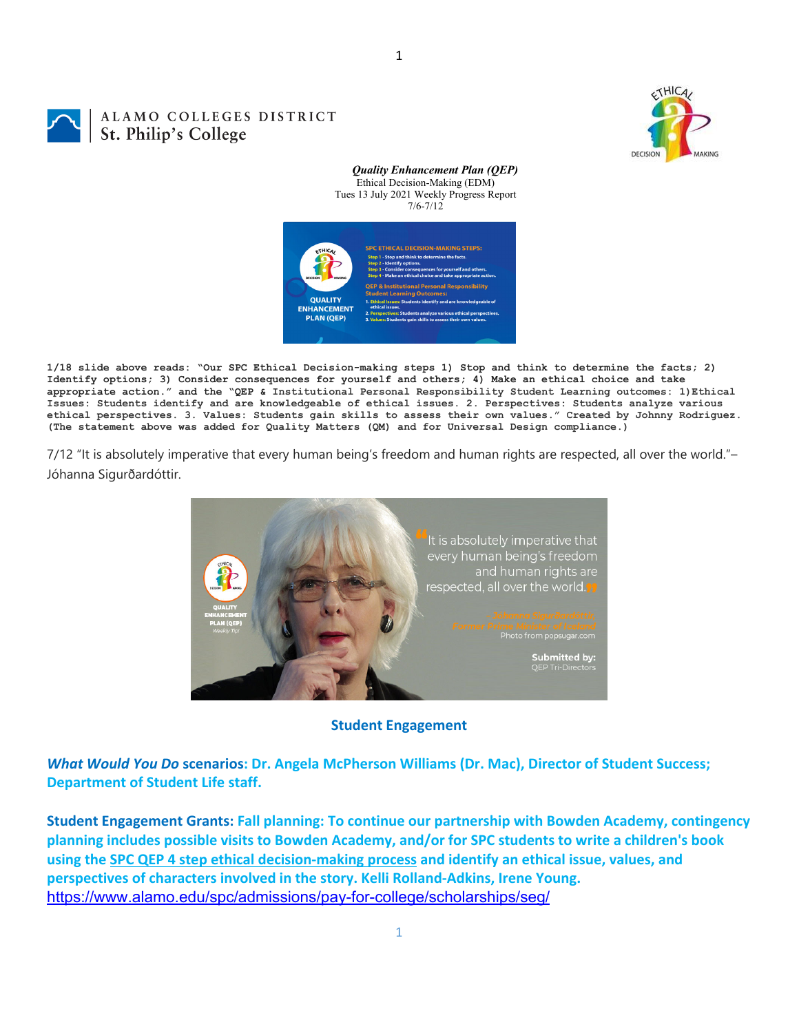ALAMO COLLEGES DISTRICT
St. Philip's College

***Quality Enhancement Plan (QEP)***
Ethical Decision-Making (EDM)
Tues 13 July 2021 Weekly Progress Report
7/6-7/12

**1/18 slide above reads: "Our SPC Ethical Decision-making steps 1) Stop and think to determine the facts; 2) Identify options; 3) Consider consequences for yourself and others; 4) Make an ethical choice and take appropriate action." and the "QEP & Institutional Personal Responsibility Student Learning outcomes: 1)Ethical Issues: Students identify and are knowledgeable of ethical issues. 2. Perspectives: Students analyze various ethical perspectives. 3. Values: Students gain skills to assess their own values." Created by Johnny Rodriguez. (The statement above was added for Quality Matters (QM) and for Universal Design compliance.)**

7/12 "It is absolutely imperative that every human being's freedom and human rights are respected, all over the world."– Jóhanna Sigurðardóttir.

## Student Engagement

***What Would You Do* scenarios: Dr. Angela McPherson Williams (Dr. Mac), Director of Student Success; Department of Student Life staff.**

**Student Engagement Grants: Fall planning: To continue our partnership with Bowden Academy, contingency planning includes possible visits to Bowden Academy, and/or for SPC students to write a children's book using the SPC QEP 4 step ethical decision-making process and identify an ethical issue, values, and perspectives of characters involved in the story. Kelli Rolland-Adkins, Irene Young.**
https://www.alamo.edu/spc/admissions/pay-for-college/scholarships/seg/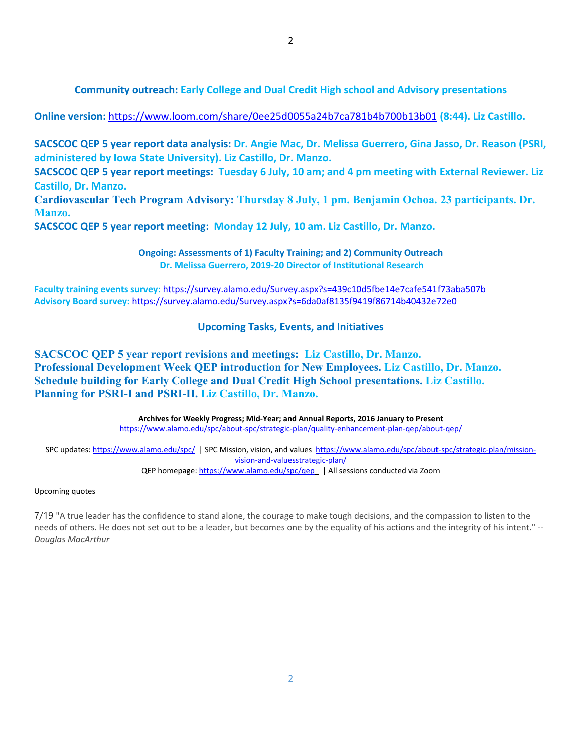**Community outreach: Early College and Dual Credit High school and Advisory presentations**

**Online version:** https://www.loom.com/share/0ee25d0055a24b7ca781b4b700b13b01 **(8:44). Liz Castillo.**

**SACSCOC QEP 5 year report data analysis: Dr. Angie Mac, Dr. Melissa Guerrero, Gina Jasso, Dr. Reason (PSRI, administered by Iowa State University). Liz Castillo, Dr. Manzo.**

**SACSCOC QEP 5 year report meetings: Tuesday 6 July, 10 am; and 4 pm meeting with External Reviewer. Liz Castillo, Dr. Manzo.**

**Cardiovascular Tech Program Advisory: Thursday 8 July, 1 pm. Benjamin Ochoa. 23 participants. Dr. Manzo.**

**SACSCOC QEP 5 year report meeting: Monday 12 July, 10 am. Liz Castillo, Dr. Manzo.**

**Ongoing: Assessments of 1) Faculty Training; and 2) Community Outreach**
**Dr. Melissa Guerrero, 2019-20 Director of Institutional Research**

**Faculty training events survey:** https://survey.alamo.edu/Survey.aspx?s=439c10d5fbe14e7cafe541f73aba507b
**Advisory Board survey:** https://survey.alamo.edu/Survey.aspx?s=6da0af8135f9419f86714b40432e72e0

## Upcoming Tasks, Events, and Initiatives

**SACSCOC QEP 5 year report revisions and meetings: Liz Castillo, Dr. Manzo.**
**Professional Development Week QEP introduction for New Employees. Liz Castillo, Dr. Manzo.**
**Schedule building for Early College and Dual Credit High School presentations. Liz Castillo.**
**Planning for PSRI-I and PSRI-II. Liz Castillo, Dr. Manzo.**

**Archives for Weekly Progress; Mid-Year; and Annual Reports, 2016 January to Present**
https://www.alamo.edu/spc/about-spc/strategic-plan/quality-enhancement-plan-qep/about-qep/

SPC updates: https://www.alamo.edu/spc/ | SPC Mission, vision, and values https://www.alamo.edu/spc/about-spc/strategic-plan/mission-vision-and-valuesstrategic-plan/
QEP homepage: https://www.alamo.edu/spc/qep | All sessions conducted via Zoom

Upcoming quotes

7/19 "A true leader has the confidence to stand alone, the courage to make tough decisions, and the compassion to listen to the needs of others. He does not set out to be a leader, but becomes one by the equality of his actions and the integrity of his intent." -- *Douglas MacArthur*